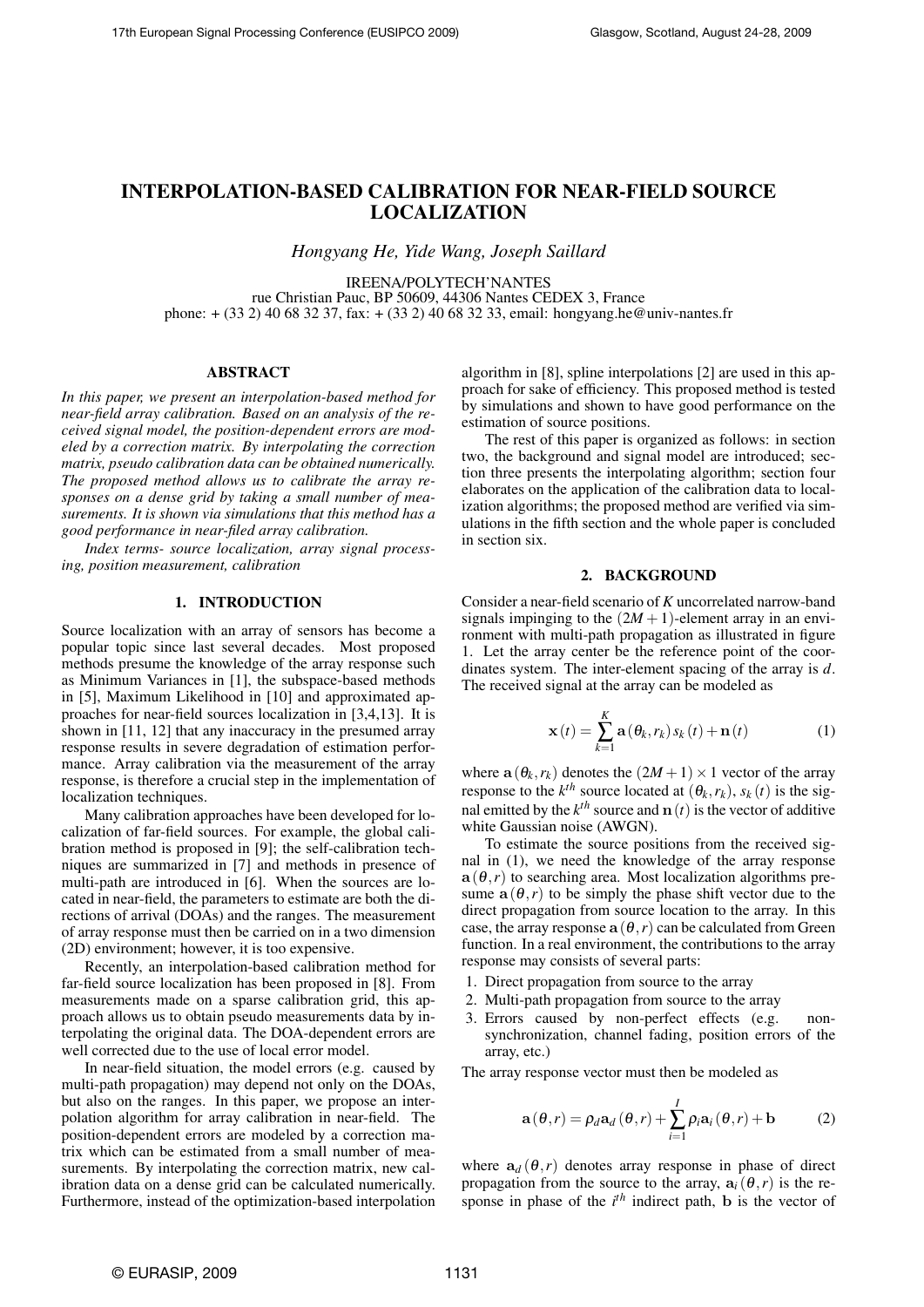# INTERPOLATION-BASED CALIBRATION FOR NEAR-FIELD SOURCE LOCALIZATION

*Hongyang He, Yide Wang, Joseph Saillard*

IREENA/POLYTECH'NANTES
rue Christian Pauc, BP 50609, 44306 Nantes CEDEX 3, France
phone: + (33 2) 40 68 32 37, fax: + (33 2) 40 68 32 33, email: hongyang.he@univ-nantes.fr

## ABSTRACT

*In this paper, we present an interpolation-based method for near-field array calibration. Based on an analysis of the received signal model, the position-dependent errors are modeled by a correction matrix. By interpolating the correction matrix, pseudo calibration data can be obtained numerically. The proposed method allows us to calibrate the array responses on a dense grid by taking a small number of measurements. It is shown via simulations that this method has a good performance in near-filed array calibration.*

*Index terms- source localization, array signal processing, position measurement, calibration*

## 1. INTRODUCTION

Source localization with an array of sensors has become a popular topic since last several decades. Most proposed methods presume the knowledge of the array response such as Minimum Variances in [1], the subspace-based methods in [5], Maximum Likelihood in [10] and approximated approaches for near-field sources localization in [3,4,13]. It is shown in [11, 12] that any inaccuracy in the presumed array response results in severe degradation of estimation performance. Array calibration via the measurement of the array response, is therefore a crucial step in the implementation of localization techniques.

Many calibration approaches have been developed for localization of far-field sources. For example, the global calibration method is proposed in [9]; the self-calibration techniques are summarized in [7] and methods in presence of multi-path are introduced in [6]. When the sources are located in near-field, the parameters to estimate are both the directions of arrival (DOAs) and the ranges. The measurement of array response must then be carried on in a two dimension (2D) environment; however, it is too expensive.

Recently, an interpolation-based calibration method for far-field source localization has been proposed in [8]. From measurements made on a sparse calibration grid, this approach allows us to obtain pseudo measurements data by interpolating the original data. The DOA-dependent errors are well corrected due to the use of local error model.

In near-field situation, the model errors (e.g. caused by multi-path propagation) may depend not only on the DOAs, but also on the ranges. In this paper, we propose an interpolation algorithm for array calibration in near-field. The position-dependent errors are modeled by a correction matrix which can be estimated from a small number of measurements. By interpolating the correction matrix, new calibration data on a dense grid can be calculated numerically. Furthermore, instead of the optimization-based interpolation algorithm in [8], spline interpolations [2] are used in this approach for sake of efficiency. This proposed method is tested by simulations and shown to have good performance on the estimation of source positions.

The rest of this paper is organized as follows: in section two, the background and signal model are introduced; section three presents the interpolating algorithm; section four elaborates on the application of the calibration data to localization algorithms; the proposed method are verified via simulations in the fifth section and the whole paper is concluded in section six.

## 2. BACKGROUND

Consider a near-field scenario of $K$ uncorrelated narrow-band signals impinging to the $(2M+1)$-element array in an environment with multi-path propagation as illustrated in figure 1. Let the array center be the reference point of the coordinates system. The inter-element spacing of the array is $d$. The received signal at the array can be modeled as

$$\mathbf{x}(t) = \sum_{k=1}^{K} \mathbf{a}(\theta_k, r_k)\, s_k(t) + \mathbf{n}(t) \tag{1}$$

where $\mathbf{a}(\theta_k, r_k)$ denotes the $(2M+1)\times 1$ vector of the array response to the $k^{th}$ source located at $(\theta_k, r_k)$, $s_k(t)$ is the signal emitted by the $k^{th}$ source and $\mathbf{n}(t)$ is the vector of additive white Gaussian noise (AWGN).

To estimate the source positions from the received signal in (1), we need the knowledge of the array response $\mathbf{a}(\theta, r)$ to searching area. Most localization algorithms presume $\mathbf{a}(\theta, r)$ to be simply the phase shift vector due to the direct propagation from source location to the array. In this case, the array response $\mathbf{a}(\theta, r)$ can be calculated from Green function. In a real environment, the contributions to the array response may consists of several parts:

1. Direct propagation from source to the array
2. Multi-path propagation from source to the array
3. Errors caused by non-perfect effects (e.g. non-synchronization, channel fading, position errors of the array, etc.)

The array response vector must then be modeled as

$$\mathbf{a}(\theta, r) = \rho_d \mathbf{a}_d(\theta, r) + \sum_{i=1}^{I} \rho_i \mathbf{a}_i(\theta, r) + \mathbf{b} \tag{2}$$

where $\mathbf{a}_d(\theta, r)$ denotes array response in phase of direct propagation from the source to the array, $\mathbf{a}_i(\theta, r)$ is the response in phase of the $i^{th}$ indirect path, $\mathbf{b}$ is the vector of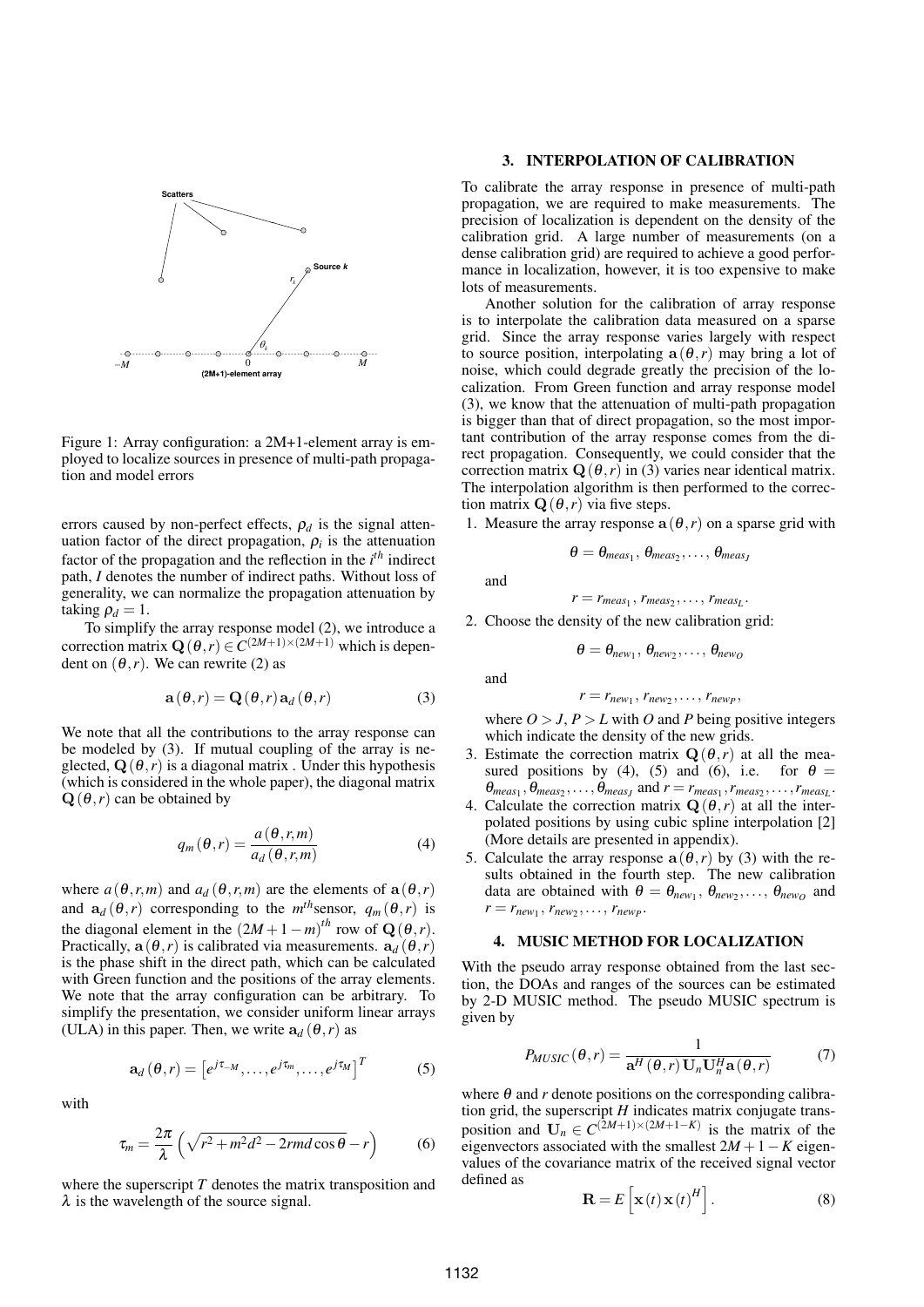Figure 1: Array configuration: a 2M+1-element array is employed to localize sources in presence of multi-path propagation and model errors

errors caused by non-perfect effects, $\rho_d$ is the signal attenuation factor of the direct propagation, $\rho_i$ is the attenuation factor of the propagation and the reflection in the $i^{th}$ indirect path, $I$ denotes the number of indirect paths. Without loss of generality, we can normalize the propagation attenuation by taking $\rho_d = 1$.

To simplify the array response model (2), we introduce a correction matrix $\mathbf{Q}(\theta, r) \in C^{(2M+1)\times(2M+1)}$ which is dependent on $(\theta, r)$. We can rewrite (2) as

$$\mathbf{a}(\theta, r) = \mathbf{Q}(\theta, r)\, \mathbf{a}_d(\theta, r) \tag{3}$$

We note that all the contributions to the array response can be modeled by (3). If mutual coupling of the array is neglected, $\mathbf{Q}(\theta, r)$ is a diagonal matrix . Under this hypothesis (which is considered in the whole paper), the diagonal matrix $\mathbf{Q}(\theta, r)$ can be obtained by

$$q_m(\theta, r) = \frac{a(\theta, r, m)}{a_d(\theta, r, m)} \tag{4}$$

where $a(\theta, r, m)$ and $a_d(\theta, r, m)$ are the elements of $\mathbf{a}(\theta, r)$ and $\mathbf{a}_d(\theta, r)$ corresponding to the $m^{th}$sensor, $q_m(\theta, r)$ is the diagonal element in the $(2M+1-m)^{th}$ row of $\mathbf{Q}(\theta, r)$. Practically, $\mathbf{a}(\theta, r)$ is calibrated via measurements. $\mathbf{a}_d(\theta, r)$ is the phase shift in the direct path, which can be calculated with Green function and the positions of the array elements. We note that the array configuration can be arbitrary. To simplify the presentation, we consider uniform linear arrays (ULA) in this paper. Then, we write $\mathbf{a}_d(\theta, r)$ as

$$\mathbf{a}_d(\theta, r) = \left[e^{j\tau_{-M}}, \ldots, e^{j\tau_m}, \ldots, e^{j\tau_M}\right]^T \tag{5}$$

with

$$\tau_m = \frac{2\pi}{\lambda}\left(\sqrt{r^2 + m^2 d^2 - 2rmd\cos\theta} - r\right) \tag{6}$$

where the superscript $T$ denotes the matrix transposition and $\lambda$ is the wavelength of the source signal.

## 3. INTERPOLATION OF CALIBRATION

To calibrate the array response in presence of multi-path propagation, we are required to make measurements. The precision of localization is dependent on the density of the calibration grid. A large number of measurements (on a dense calibration grid) are required to achieve a good performance in localization, however, it is too expensive to make lots of measurements.

Another solution for the calibration of array response is to interpolate the calibration data measured on a sparse grid. Since the array response varies largely with respect to source position, interpolating $\mathbf{a}(\theta, r)$ may bring a lot of noise, which could degrade greatly the precision of the localization. From Green function and array response model (3), we know that the attenuation of multi-path propagation is bigger than that of direct propagation, so the most important contribution of the array response comes from the direct propagation. Consequently, we could consider that the correction matrix $\mathbf{Q}(\theta, r)$ in (3) varies near identical matrix. The interpolation algorithm is then performed to the correction matrix $\mathbf{Q}(\theta, r)$ via five steps.

1. Measure the array response $\mathbf{a}(\theta, r)$ on a sparse grid with
$$\theta = \theta_{meas_1}, \theta_{meas_2}, \ldots, \theta_{meas_J}$$
and
$$r = r_{meas_1}, r_{meas_2}, \ldots, r_{meas_L}.$$
2. Choose the density of the new calibration grid:
$$\theta = \theta_{new_1}, \theta_{new_2}, \ldots, \theta_{new_O}$$
and
$$r = r_{new_1}, r_{new_2}, \ldots, r_{new_P},$$
where $O > J$, $P > L$ with $O$ and $P$ being positive integers which indicate the density of the new grids.
3. Estimate the correction matrix $\mathbf{Q}(\theta, r)$ at all the measured positions by (4), (5) and (6), i.e. for $\theta = \theta_{meas_1}, \theta_{meas_2}, \ldots, \theta_{meas_J}$ and $r = r_{meas_1}, r_{meas_2}, \ldots, r_{meas_L}$.
4. Calculate the correction matrix $\mathbf{Q}(\theta, r)$ at all the interpolated positions by using cubic spline interpolation [2] (More details are presented in appendix).
5. Calculate the array response $\mathbf{a}(\theta, r)$ by (3) with the results obtained in the fourth step. The new calibration data are obtained with $\theta = \theta_{new_1}, \theta_{new_2}, \ldots, \theta_{new_O}$ and $r = r_{new_1}, r_{new_2}, \ldots, r_{new_P}$.

## 4. MUSIC METHOD FOR LOCALIZATION

With the pseudo array response obtained from the last section, the DOAs and ranges of the sources can be estimated by 2-D MUSIC method. The pseudo MUSIC spectrum is given by

$$P_{MUSIC}(\theta, r) = \frac{1}{\mathbf{a}^H(\theta, r)\, \mathbf{U}_n \mathbf{U}_n^H \mathbf{a}(\theta, r)} \tag{7}$$

where $\theta$ and $r$ denote positions on the corresponding calibration grid, the superscript $H$ indicates matrix conjugate transposition and $\mathbf{U}_n \in C^{(2M+1)\times(2M+1-K)}$ is the matrix of the eigenvectors associated with the smallest $2M+1-K$ eigenvalues of the covariance matrix of the received signal vector defined as

$$\mathbf{R} = E\left[\mathbf{x}(t)\, \mathbf{x}(t)^H\right]. \tag{8}$$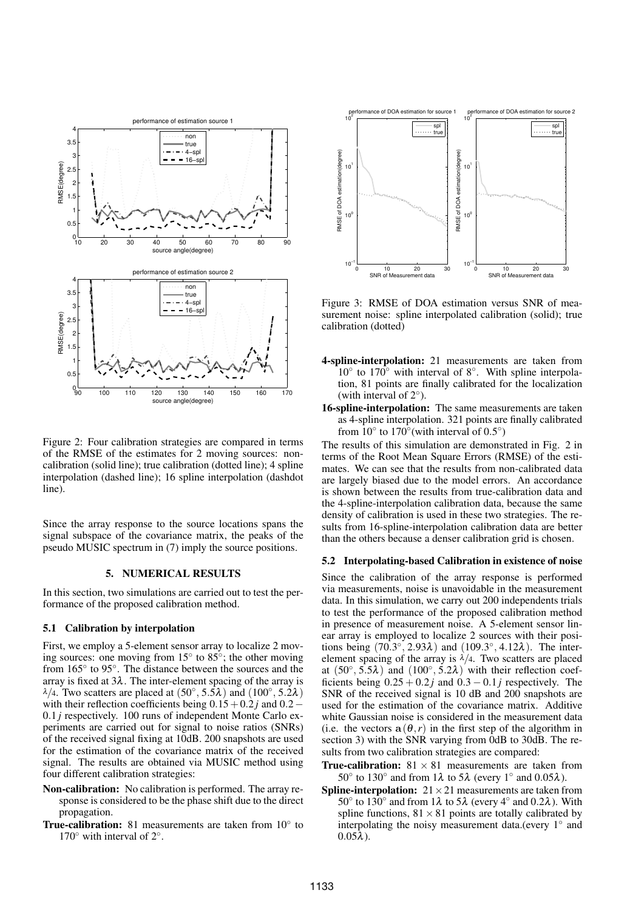Figure 2: Four calibration strategies are compared in terms of the RMSE of the estimates for 2 moving sources: non-calibration (solid line); true calibration (dotted line); 4 spline interpolation (dashed line); 16 spline interpolation (dashdot line).

Since the array response to the source locations spans the signal subspace of the covariance matrix, the peaks of the pseudo MUSIC spectrum in (7) imply the source positions.

## 5. NUMERICAL RESULTS

In this section, two simulations are carried out to test the performance of the proposed calibration method.

### 5.1 Calibration by interpolation

First, we employ a 5-element sensor array to localize 2 moving sources: one moving from 15° to 85°; the other moving from 165° to 95°. The distance between the sources and the array is fixed at $3\lambda$. The inter-element spacing of the array is $\lambda/4$. Two scatters are placed at $(50^\circ, 5.5\lambda)$ and $(100^\circ, 5.2\lambda)$ with their reflection coefficients being $0.15+0.2j$ and $0.2-0.1j$ respectively. 100 runs of independent Monte Carlo experiments are carried out for signal to noise ratios (SNRs) of the received signal fixing at 10dB. 200 snapshots are used for the estimation of the covariance matrix of the received signal. The results are obtained via MUSIC method using four different calibration strategies:

- **Non-calibration:** No calibration is performed. The array response is considered to be the phase shift due to the direct propagation.
- **True-calibration:** 81 measurements are taken from 10° to 170° with interval of 2°.
- **4-spline-interpolation:** 21 measurements are taken from 10° to 170° with interval of 8°. With spline interpolation, 81 points are finally calibrated for the localization (with interval of 2°).
- **16-spline-interpolation:** The same measurements are taken as 4-spline interpolation. 321 points are finally calibrated from 10° to 170° (with interval of 0.5°)

Figure 3: RMSE of DOA estimation versus SNR of measurement noise: spline interpolated calibration (solid); true calibration (dotted)

The results of this simulation are demonstrated in Fig. 2 in terms of the Root Mean Square Errors (RMSE) of the estimates. We can see that the results from non-calibrated data are largely biased due to the model errors. An accordance is shown between the results from true-calibration data and the 4-spline-interpolation calibration data, because the same density of calibration is used in these two strategies. The results from 16-spline-interpolation calibration data are better than the others because a denser calibration grid is chosen.

### 5.2 Interpolating-based Calibration in existence of noise

Since the calibration of the array response is performed via measurements, noise is unavoidable in the measurement data. In this simulation, we carry out 200 independents trials to test the performance of the proposed calibration method in presence of measurement noise. A 5-element sensor linear array is employed to localize 2 sources with their positions being $(70.3^\circ, 2.93\lambda)$ and $(109.3^\circ, 4.12\lambda)$. The inter-element spacing of the array is $\lambda/4$. Two scatters are placed at $(50^\circ, 5.5\lambda)$ and $(100^\circ, 5.2\lambda)$ with their reflection coefficients being $0.25+0.2j$ and $0.3-0.1j$ respectively. The SNR of the received signal is 10 dB and 200 snapshots are used for the estimation of the covariance matrix. Additive white Gaussian noise is considered in the measurement data (i.e. the vectors $\mathbf{a}(\theta, r)$ in the first step of the algorithm in section 3) with the SNR varying from 0dB to 30dB. The results from two calibration strategies are compared:

- **True-calibration:** $81\times 81$ measurements are taken from 50° to 130° and from $1\lambda$ to $5\lambda$ (every 1° and $0.05\lambda$).
- **Spline-interpolation:** $21\times 21$ measurements are taken from 50° to 130° and from $1\lambda$ to $5\lambda$ (every 4° and $0.2\lambda$). With spline functions, $81\times 81$ points are totally calibrated by interpolating the noisy measurement data.(every 1° and $0.05\lambda$).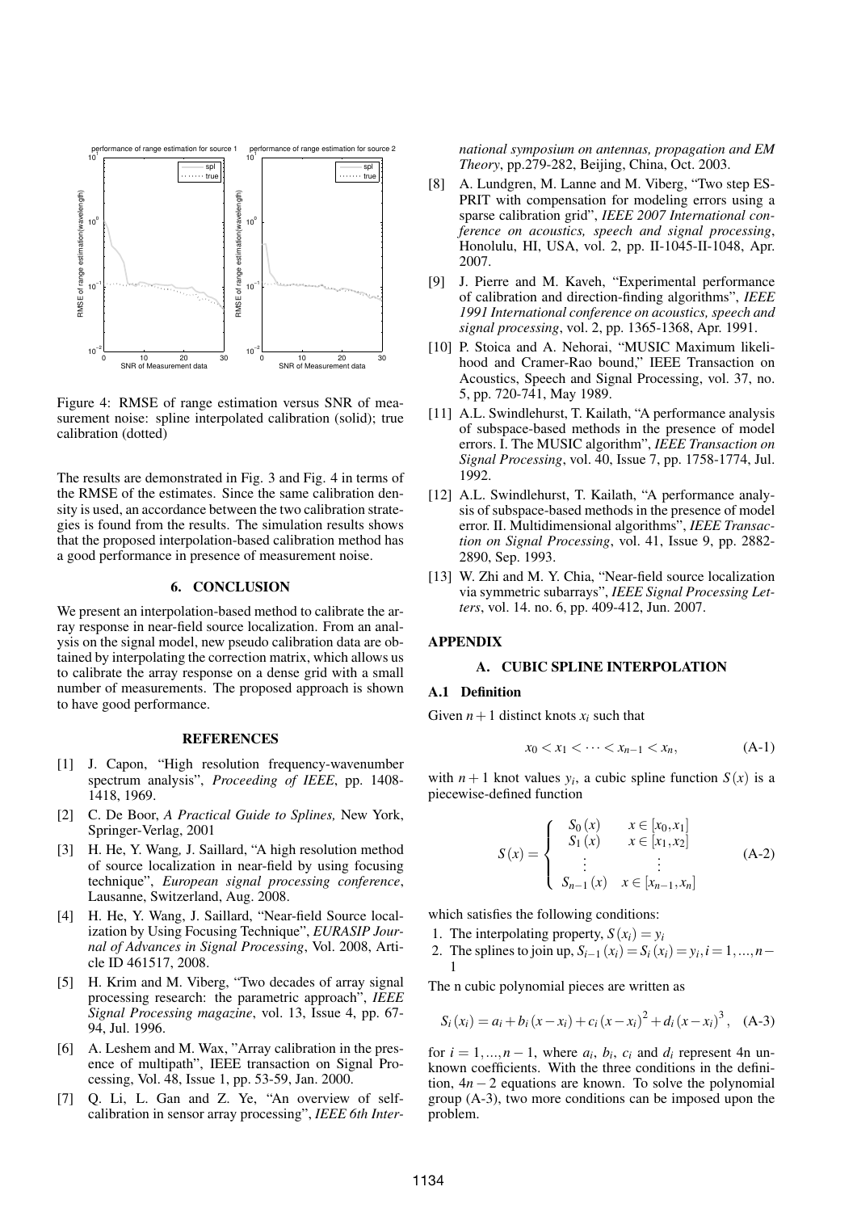Figure 4: RMSE of range estimation versus SNR of measurement noise: spline interpolated calibration (solid); true calibration (dotted)

The results are demonstrated in Fig. 3 and Fig. 4 in terms of the RMSE of the estimates. Since the same calibration density is used, an accordance between the two calibration strategies is found from the results. The simulation results shows that the proposed interpolation-based calibration method has a good performance in presence of measurement noise.

## 6. CONCLUSION

We present an interpolation-based method to calibrate the array response in near-field source localization. From an analysis on the signal model, new pseudo calibration data are obtained by interpolating the correction matrix, which allows us to calibrate the array response on a dense grid with a small number of measurements. The proposed approach is shown to have good performance.

## REFERENCES

[1] J. Capon, "High resolution frequency-wavenumber spectrum analysis", *Proceeding of IEEE*, pp. 1408-1418, 1969.

[2] C. De Boor, *A Practical Guide to Splines,* New York, Springer-Verlag, 2001

[3] H. He, Y. Wang, J. Saillard, "A high resolution method of source localization in near-field by using focusing technique", *European signal processing conference*, Lausanne, Switzerland, Aug. 2008.

[4] H. He, Y. Wang, J. Saillard, "Near-field Source localization by Using Focusing Technique", *EURASIP Journal of Advances in Signal Processing*, Vol. 2008, Article ID 461517, 2008.

[5] H. Krim and M. Viberg, "Two decades of array signal processing research: the parametric approach", *IEEE Signal Processing magazine*, vol. 13, Issue 4, pp. 67-94, Jul. 1996.

[6] A. Leshem and M. Wax, "Array calibration in the presence of multipath", IEEE transaction on Signal Processing, Vol. 48, Issue 1, pp. 53-59, Jan. 2000.

[7] Q. Li, L. Gan and Z. Ye, "An overview of self-calibration in sensor array processing", *IEEE 6th International symposium on antennas, propagation and EM Theory*, pp.279-282, Beijing, China, Oct. 2003.

[8] A. Lundgren, M. Lanne and M. Viberg, "Two step ESPRIT with compensation for modeling errors using a sparse calibration grid", *IEEE 2007 International conference on acoustics, speech and signal processing*, Honolulu, HI, USA, vol. 2, pp. II-1045-II-1048, Apr. 2007.

[9] J. Pierre and M. Kaveh, "Experimental performance of calibration and direction-finding algorithms", *IEEE 1991 International conference on acoustics, speech and signal processing*, vol. 2, pp. 1365-1368, Apr. 1991.

[10] P. Stoica and A. Nehorai, "MUSIC Maximum likelihood and Cramer-Rao bound," IEEE Transaction on Acoustics, Speech and Signal Processing, vol. 37, no. 5, pp. 720-741, May 1989.

[11] A.L. Swindlehurst, T. Kailath, "A performance analysis of subspace-based methods in the presence of model errors. I. The MUSIC algorithm", *IEEE Transaction on Signal Processing*, vol. 40, Issue 7, pp. 1758-1774, Jul. 1992.

[12] A.L. Swindlehurst, T. Kailath, "A performance analysis of subspace-based methods in the presence of model error. II. Multidimensional algorithms", *IEEE Transaction on Signal Processing*, vol. 41, Issue 9, pp. 2882-2890, Sep. 1993.

[13] W. Zhi and M. Y. Chia, "Near-field source localization via symmetric subarrays", *IEEE Signal Processing Letters*, vol. 14. no. 6, pp. 409-412, Jun. 2007.

## APPENDIX

### A. CUBIC SPLINE INTERPOLATION

#### A.1 Definition

Given $n+1$ distinct knots $x_i$ such that

$$x_0 < x_1 < \cdots < x_{n-1} < x_n, \tag{A-1}$$

with $n+1$ knot values $y_i$, a cubic spline function $S(x)$ is a piecewise-defined function

$$S(x) = \begin{cases} S_0(x) & x \in [x_0, x_1] \\ S_1(x) & x \in [x_1, x_2] \\ \vdots & \vdots \\ S_{n-1}(x) & x \in [x_{n-1}, x_n] \end{cases} \tag{A-2}$$

which satisfies the following conditions:

1. The interpolating property, $S(x_i) = y_i$
2. The splines to join up, $S_{i-1}(x_i) = S_i(x_i) = y_i, i = 1, ..., n-1$

The n cubic polynomial pieces are written as

$$S_i(x_i) = a_i + b_i(x - x_i) + c_i(x - x_i)^2 + d_i(x - x_i)^3, \tag{A-3}$$

for $i = 1, ..., n-1$, where $a_i$, $b_i$, $c_i$ and $d_i$ represent 4n unknown coefficients. With the three conditions in the definition, $4n-2$ equations are known. To solve the polynomial group (A-3), two more conditions can be imposed upon the problem.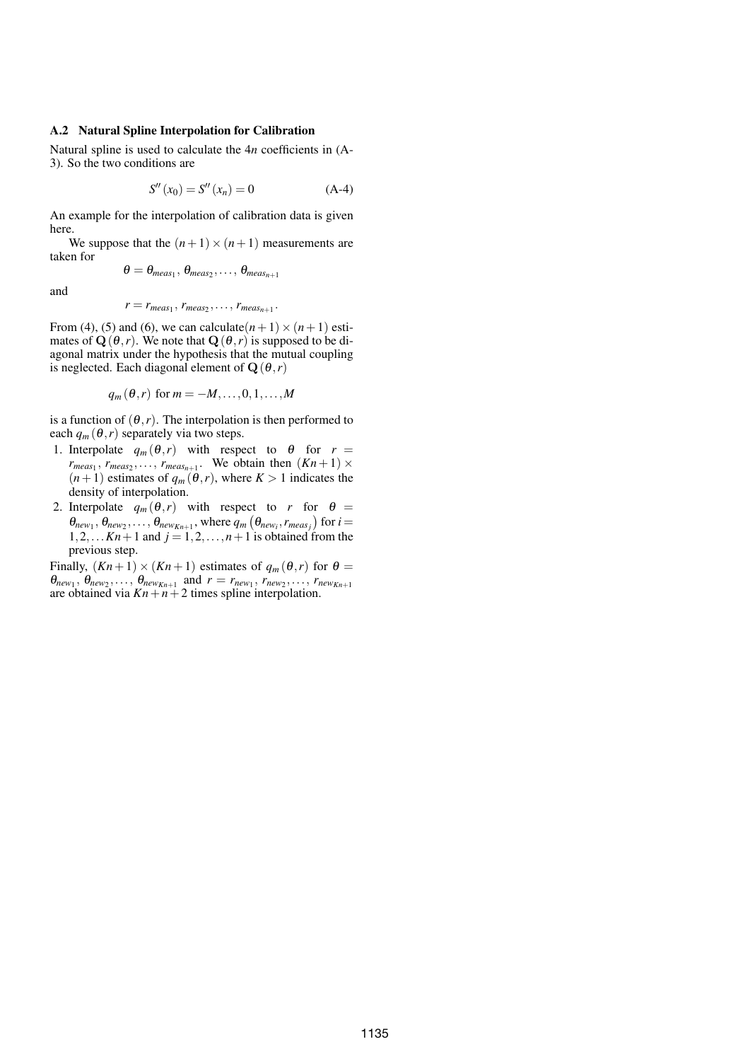### A.2 Natural Spline Interpolation for Calibration

Natural spline is used to calculate the $4n$ coefficients in (A-3). So the two conditions are

$$S''(x_0) = S''(x_n) = 0 \tag{A-4}$$

An example for the interpolation of calibration data is given here.

We suppose that the $(n+1) \times (n+1)$ measurements are taken for

$$\theta = \theta_{meas_1}, \theta_{meas_2}, \ldots, \theta_{meas_{n+1}}$$

and

$$r = r_{meas_1}, r_{meas_2}, \ldots, r_{meas_{n+1}}.$$

From (4), (5) and (6), we can calculate $(n+1) \times (n+1)$ estimates of $\mathbf{Q}(\theta, r)$. We note that $\mathbf{Q}(\theta, r)$ is supposed to be diagonal matrix under the hypothesis that the mutual coupling is neglected. Each diagonal element of $\mathbf{Q}(\theta, r)$

$$q_m(\theta, r) \text{ for } m = -M, \ldots, 0, 1, \ldots, M$$

is a function of $(\theta, r)$. The interpolation is then performed to each $q_m(\theta, r)$ separately via two steps.

1. Interpolate $q_m(\theta, r)$ with respect to $\theta$ for $r = r_{meas_1}, r_{meas_2}, \ldots, r_{meas_{n+1}}$. We obtain then $(Kn+1) \times (n+1)$ estimates of $q_m(\theta, r)$, where $K > 1$ indicates the density of interpolation.
2. Interpolate $q_m(\theta, r)$ with respect to $r$ for $\theta = \theta_{new_1}, \theta_{new_2}, \ldots, \theta_{new_{Kn+1}}$, where $q_m\left(\theta_{new_i}, r_{meas_j}\right)$ for $i = 1, 2, \ldots Kn+1$ and $j = 1, 2, \ldots, n+1$ is obtained from the previous step.

Finally, $(Kn+1) \times (Kn+1)$ estimates of $q_m(\theta, r)$ for $\theta = \theta_{new_1}, \theta_{new_2}, \ldots, \theta_{new_{Kn+1}}$ and $r = r_{new_1}, r_{new_2}, \ldots, r_{new_{Kn+1}}$ are obtained via $Kn+n+2$ times spline interpolation.